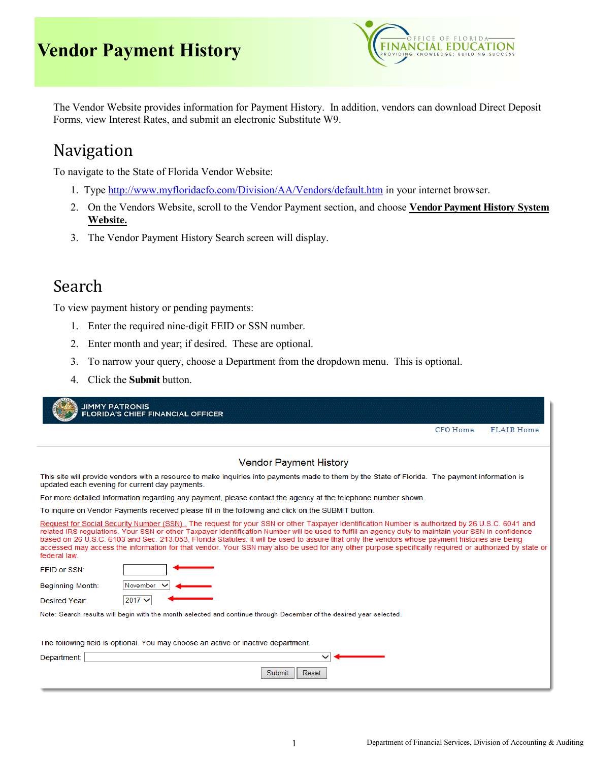# Vendor Payment History

The Vendor Website provides information for Payment History. In addition, vendors can download Direct Deposit Forms, view Interest Rates, and submit an electronic Substitute W9.

## Navigation

To navigate to the State of Florida Vendor Website:

1. Type http://www.myfloridacfo.com/Division/AA/Vendors/default.htm in your internet browser.
2. On the Vendors Website, scroll to the Vendor Payment section, and choose **Vendor Payment History System Website.**
3. The Vendor Payment History Search screen will display.

## Search

To view payment history or pending payments:

1. Enter the required nine-digit FEID or SSN number.
2. Enter month and year; if desired. These are optional.
3. To narrow your query, choose a Department from the dropdown menu. This is optional.
4. Click the **Submit** button.

JIMMY PATRONIS
FLORIDA'S CHIEF FINANCIAL OFFICER

CFO Home FLAIR Home

Vendor Payment History

This site will provide vendors with a resource to make inquiries into payments made to them by the State of Florida. The payment information is updated each evening for current day payments.

For more detailed information regarding any payment, please contact the agency at the telephone number shown.

To inquire on Vendor Payments received please fill in the following and click on the SUBMIT button.

Request for Social Security Number (SSN). The request for your SSN or other Taxpayer Identification Number is authorized by 26 U.S.C. 6041 and related IRS regulations. Your SSN or other Taxpayer Identification Number will be used to fulfill an agency duty to maintain your SSN in confidence based on 26 U.S.C. 6103 and Sec. 213.053, Florida Statutes. It will be used to assure that only the vendors whose payment histories are being accessed may access the information for that vendor. Your SSN may also be used for any other purpose specifically required or authorized by state or federal law.

FEID or SSN:

Beginning Month: November

Desired Year: 2017

Note: Search results will begin with the month selected and continue through December of the desired year selected.

The following field is optional. You may choose an active or inactive department.

Department:

Submit Reset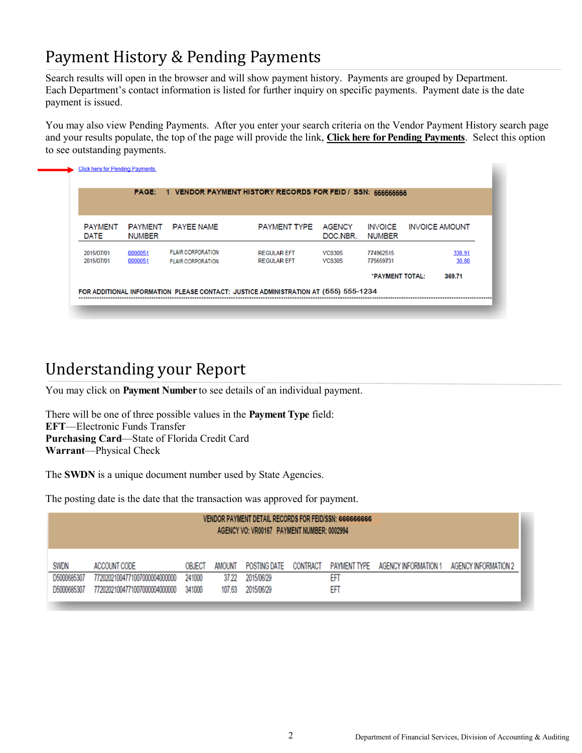# Payment History & Pending Payments

Search results will open in the browser and will show payment history. Payments are grouped by Department. Each Department's contact information is listed for further inquiry on specific payments. Payment date is the date payment is issued.

You may also view Pending Payments. After you enter your search criteria on the Vendor Payment History search page and your results populate, the top of the page will provide the link, **Click here for Pending Payments**. Select this option to see outstanding payments.

Click here for Pending Payments

PAGE: 1 VENDOR PAYMENT HISTORY RECORDS FOR FEID / SSN: 666666666

| PAYMENT DATE | PAYMENT NUMBER | PAYEE NAME | PAYMENT TYPE | AGENCY DOC.NBR. | INVOICE NUMBER | INVOICE AMOUNT |
|---|---|---|---|---|---|---|
| 2015/07/01 | 0000051 | FLAIR CORPORATION | REGULAR EFT | VCS305 | 774962515 | 338.91 |
| 2015/07/01 | 0000051 | FLAIR CORPORATION | REGULAR EFT | VCS305 | 775659731 | 30.80 |
| | | | | | *PAYMENT TOTAL: | 369.71 |

FOR ADDITIONAL INFORMATION PLEASE CONTACT: JUSTICE ADMINISTRATION AT (555) 555-1234

# Understanding your Report

You may click on **Payment Number** to see details of an individual payment.

There will be one of three possible values in the **Payment Type** field:
**EFT**—Electronic Funds Transfer
**Purchasing Card**—State of Florida Credit Card
**Warrant**—Physical Check

The **SWDN** is a unique document number used by State Agencies.

The posting date is the date that the transaction was approved for payment.

VENDOR PAYMENT DETAIL RECORDS FOR FEID/SSN: 666666666
AGENCY VO: VR00167 PAYMENT NUMBER: 0002994

| SWDN | ACCOUNT CODE | OBJECT | AMOUNT | POSTING DATE | CONTRACT | PAYMENT TYPE | AGENCY INFORMATION 1 | AGENCY INFORMATION 2 |
|---|---|---|---|---|---|---|---|---|
| D5000685307 | 77202021004771007000004000000 | 241000 | 37.22 | 2015/06/29 | | EFT | | |
| D5000685307 | 77202021004771007000004000000 | 341000 | 107.63 | 2015/06/29 | | EFT | | |